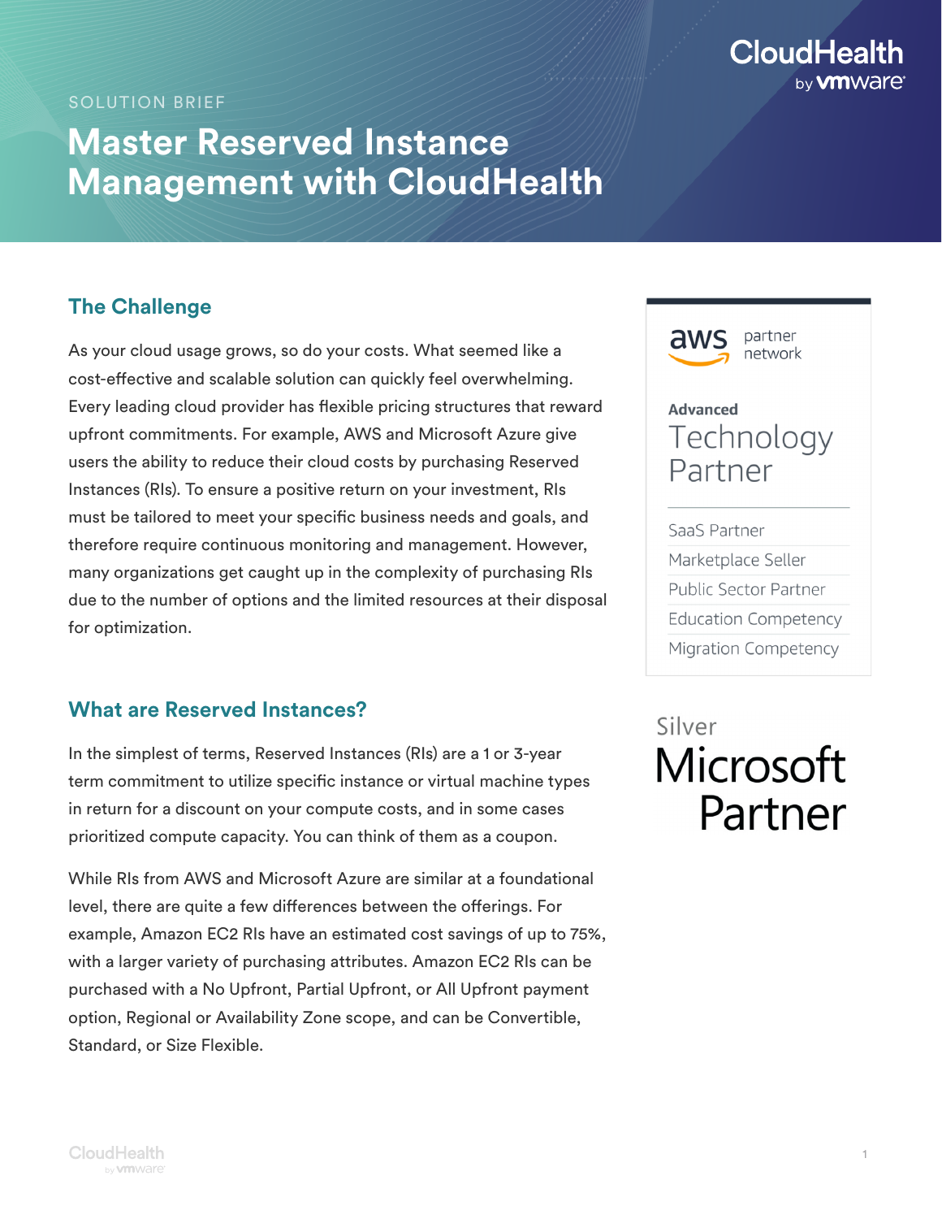SOLUTION BRIEF

# Master Reserved Instance Management with CloudHealth

## The Challenge

As your cloud usage grows, so do your costs. What seemed like a cost-effective and scalable solution can quickly feel overwhelming. Every leading cloud provider has flexible pricing structures that reward upfront commitments. For example, AWS and Microsoft Azure give users the ability to reduce their cloud costs by purchasing Reserved Instances (RIs). To ensure a positive return on your investment, RIs must be tailored to meet your specific business needs and goals, and therefore require continuous monitoring and management. However, many organizations get caught up in the complexity of purchasing RIs due to the number of options and the limited resources at their disposal for optimization.

## What are Reserved Instances?

In the simplest of terms, Reserved Instances (RIs) are a 1 or 3-year term commitment to utilize specific instance or virtual machine types in return for a discount on your compute costs, and in some cases prioritized compute capacity. You can think of them as a coupon.

While RIs from AWS and Microsoft Azure are similar at a foundational level, there are quite a few differences between the offerings. For example, Amazon EC2 RIs have an estimated cost savings of up to 75%, with a larger variety of purchasing attributes. Amazon EC2 RIs can be purchased with a No Upfront, Partial Upfront, or All Upfront payment option, Regional or Availability Zone scope, and can be Convertible, Standard, or Size Flexible.

aws partner network

**Advanced**
Technology Partner

- SaaS Partner
- Marketplace Seller
- Public Sector Partner
- Education Competency
- Migration Competency

Silver
Microsoft Partner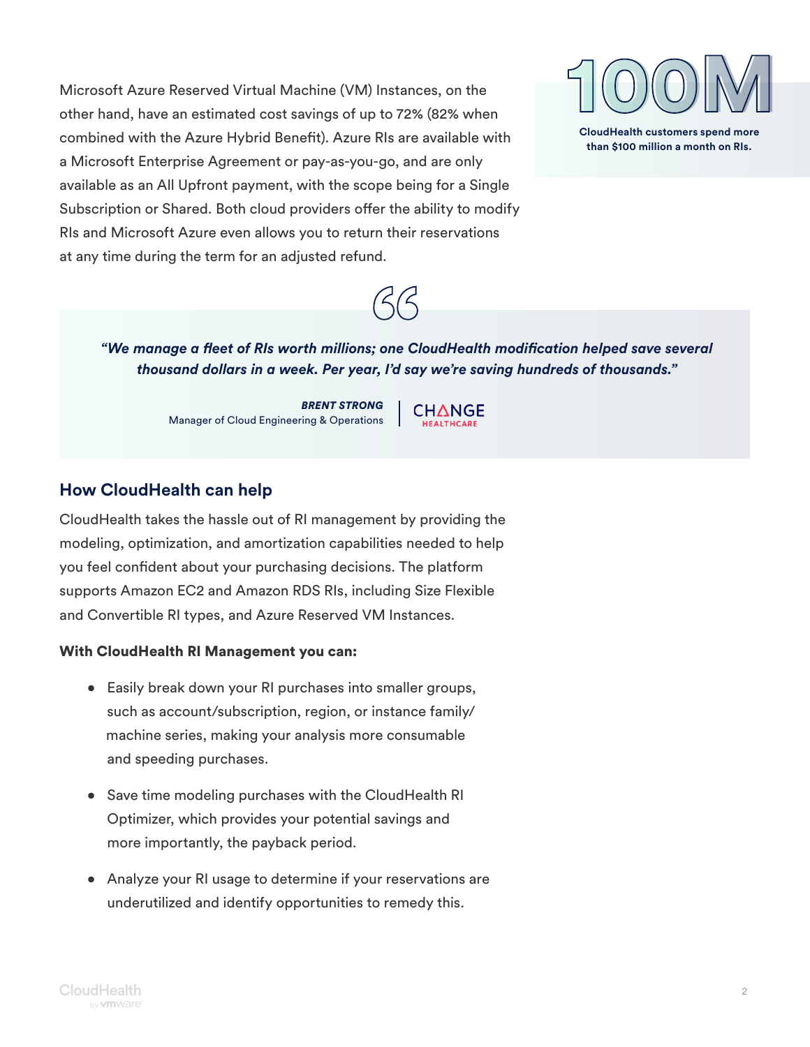Microsoft Azure Reserved Virtual Machine (VM) Instances, on the other hand, have an estimated cost savings of up to 72% (82% when combined with the Azure Hybrid Benefit). Azure RIs are available with a Microsoft Enterprise Agreement or pay-as-you-go, and are only available as an All Upfront payment, with the scope being for a Single Subscription or Shared. Both cloud providers offer the ability to modify RIs and Microsoft Azure even allows you to return their reservations at any time during the term for an adjusted refund.

**100M**

**CloudHealth customers spend more than $100 million a month on RIs.**

> ***"We manage a fleet of RIs worth millions; one CloudHealth modification helped save several thousand dollars in a week. Per year, I'd say we're saving hundreds of thousands."***
>
> ***BRENT STRONG***
> Manager of Cloud Engineering & Operations | CHANGE HEALTHCARE

## How CloudHealth can help

CloudHealth takes the hassle out of RI management by providing the modeling, optimization, and amortization capabilities needed to help you feel confident about your purchasing decisions. The platform supports Amazon EC2 and Amazon RDS RIs, including Size Flexible and Convertible RI types, and Azure Reserved VM Instances.

**With CloudHealth RI Management you can:**

- Easily break down your RI purchases into smaller groups, such as account/subscription, region, or instance family/machine series, making your analysis more consumable and speeding purchases.
- Save time modeling purchases with the CloudHealth RI Optimizer, which provides your potential savings and more importantly, the payback period.
- Analyze your RI usage to determine if your reservations are underutilized and identify opportunities to remedy this.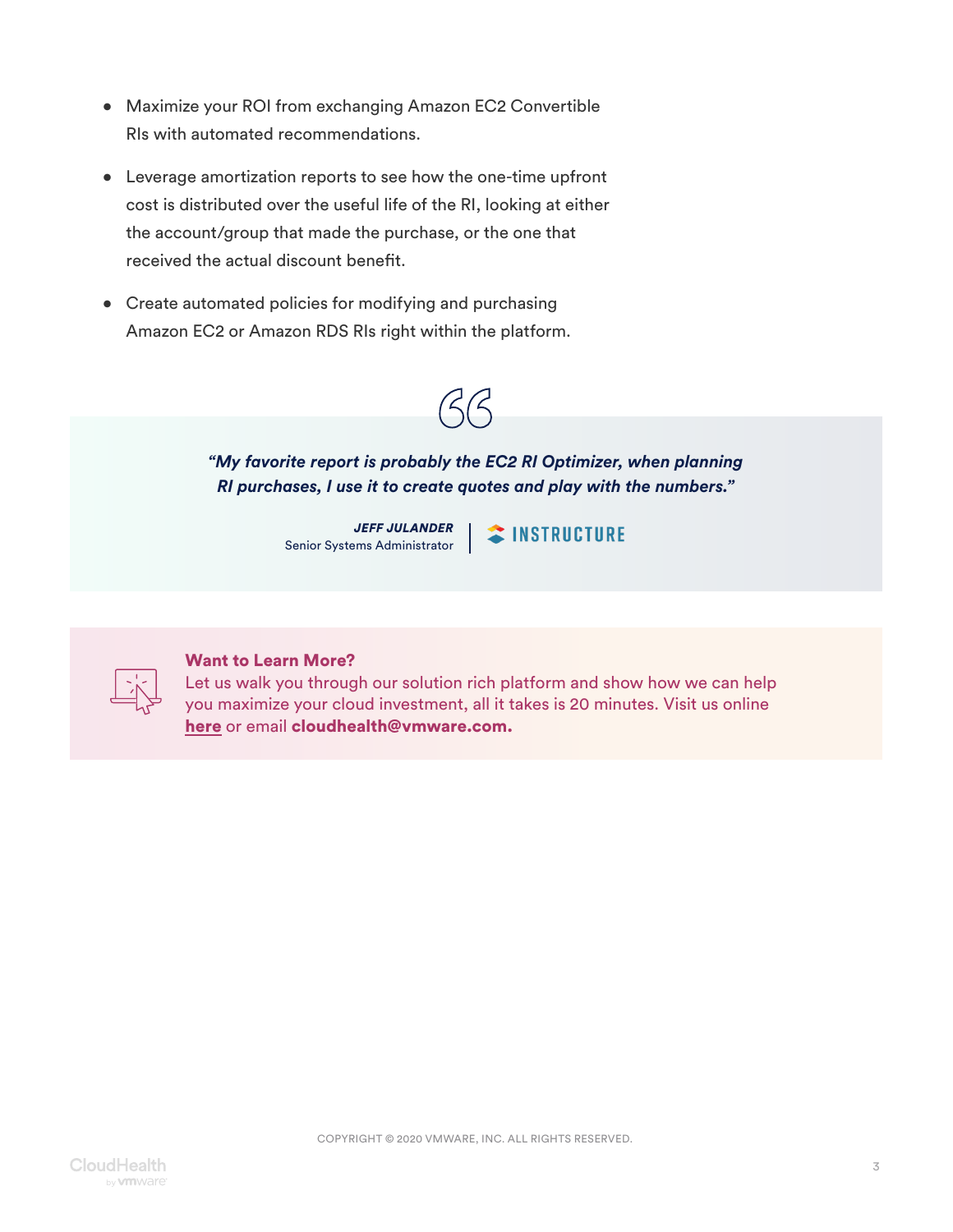- Maximize your ROI from exchanging Amazon EC2 Convertible RIs with automated recommendations.
- Leverage amortization reports to see how the one-time upfront cost is distributed over the useful life of the RI, looking at either the account/group that made the purchase, or the one that received the actual discount benefit.
- Create automated policies for modifying and purchasing Amazon EC2 or Amazon RDS RIs right within the platform.

> ***"My favorite report is probably the EC2 RI Optimizer, when planning RI purchases, I use it to create quotes and play with the numbers."***
>
> ***JEFF JULANDER***
> Senior Systems Administrator | INSTRUCTURE

**Want to Learn More?**
Let us walk you through our solution rich platform and show how we can help you maximize your cloud investment, all it takes is 20 minutes. Visit us online **here** or email **cloudhealth@vmware.com.**

COPYRIGHT © 2020 VMWARE, INC. ALL RIGHTS RESERVED.